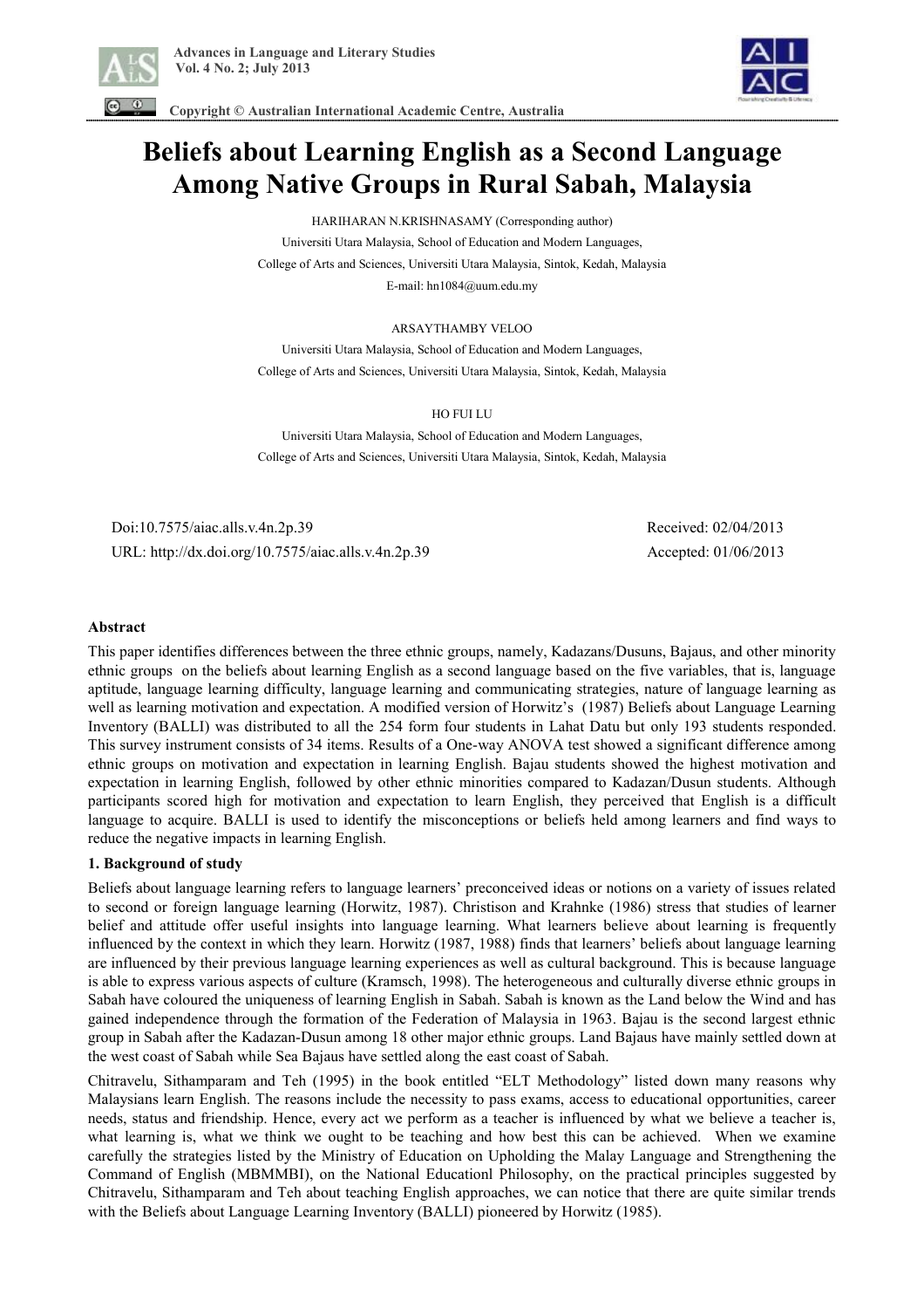# Beliefs about Learning English as a Second Language Among Native Groups in Rural Sabah, Malaysia

HARIHARAN N.KRISHNASAMY (Corresponding author)

Universiti Utara Malaysia, School of Education and Modern Languages,

College of Arts and Sciences, Universiti Utara Malaysia, Sintok, Kedah, Malaysia

E-mail: hn1084@uum.edu.my

ARSAYTHAMBY VELOO

Universiti Utara Malaysia, School of Education and Modern Languages,

College of Arts and Sciences, Universiti Utara Malaysia, Sintok, Kedah, Malaysia

HO FUI LU

Universiti Utara Malaysia, School of Education and Modern Languages,

College of Arts and Sciences, Universiti Utara Malaysia, Sintok, Kedah, Malaysia

Doi:10.7575/aiac.alls.v.4n.2p.39 | Received: 02/04/2013

URL: http://dx.doi.org/10.7575/aiac.alls.v.4n.2p.39 | Accepted: 01/06/2013

**Abstract**

This paper identifies differences between the three ethnic groups, namely, Kadazans/Dusuns, Bajaus, and other minority ethnic groups on the beliefs about learning English as a second language based on the five variables, that is, language aptitude, language learning difficulty, language learning and communicating strategies, nature of language learning as well as learning motivation and expectation. A modified version of Horwitz's (1987) Beliefs about Language Learning Inventory (BALLI) was distributed to all the 254 form four students in Lahat Datu but only 193 students responded. This survey instrument consists of 34 items. Results of a One-way ANOVA test showed a significant difference among ethnic groups on motivation and expectation in learning English. Bajau students showed the highest motivation and expectation in learning English, followed by other ethnic minorities compared to Kadazan/Dusun students. Although participants scored high for motivation and expectation to learn English, they perceived that English is a difficult language to acquire. BALLI is used to identify the misconceptions or beliefs held among learners and find ways to reduce the negative impacts in learning English.

## 1. Background of study

Beliefs about language learning refers to language learners' preconceived ideas or notions on a variety of issues related to second or foreign language learning (Horwitz, 1987). Christison and Krahnke (1986) stress that studies of learner belief and attitude offer useful insights into language learning. What learners believe about learning is frequently influenced by the context in which they learn. Horwitz (1987, 1988) finds that learners' beliefs about language learning are influenced by their previous language learning experiences as well as cultural background. This is because language is able to express various aspects of culture (Kramsch, 1998). The heterogeneous and culturally diverse ethnic groups in Sabah have coloured the uniqueness of learning English in Sabah. Sabah is known as the Land below the Wind and has gained independence through the formation of the Federation of Malaysia in 1963. Bajau is the second largest ethnic group in Sabah after the Kadazan-Dusun among 18 other major ethnic groups. Land Bajaus have mainly settled down at the west coast of Sabah while Sea Bajaus have settled along the east coast of Sabah.

Chitravelu, Sithamparam and Teh (1995) in the book entitled "ELT Methodology" listed down many reasons why Malaysians learn English. The reasons include the necessity to pass exams, access to educational opportunities, career needs, status and friendship. Hence, every act we perform as a teacher is influenced by what we believe a teacher is, what learning is, what we think we ought to be teaching and how best this can be achieved. When we examine carefully the strategies listed by the Ministry of Education on Upholding the Malay Language and Strengthening the Command of English (MBMMBI), on the National Educationl Philosophy, on the practical principles suggested by Chitravelu, Sithamparam and Teh about teaching English approaches, we can notice that there are quite similar trends with the Beliefs about Language Learning Inventory (BALLI) pioneered by Horwitz (1985).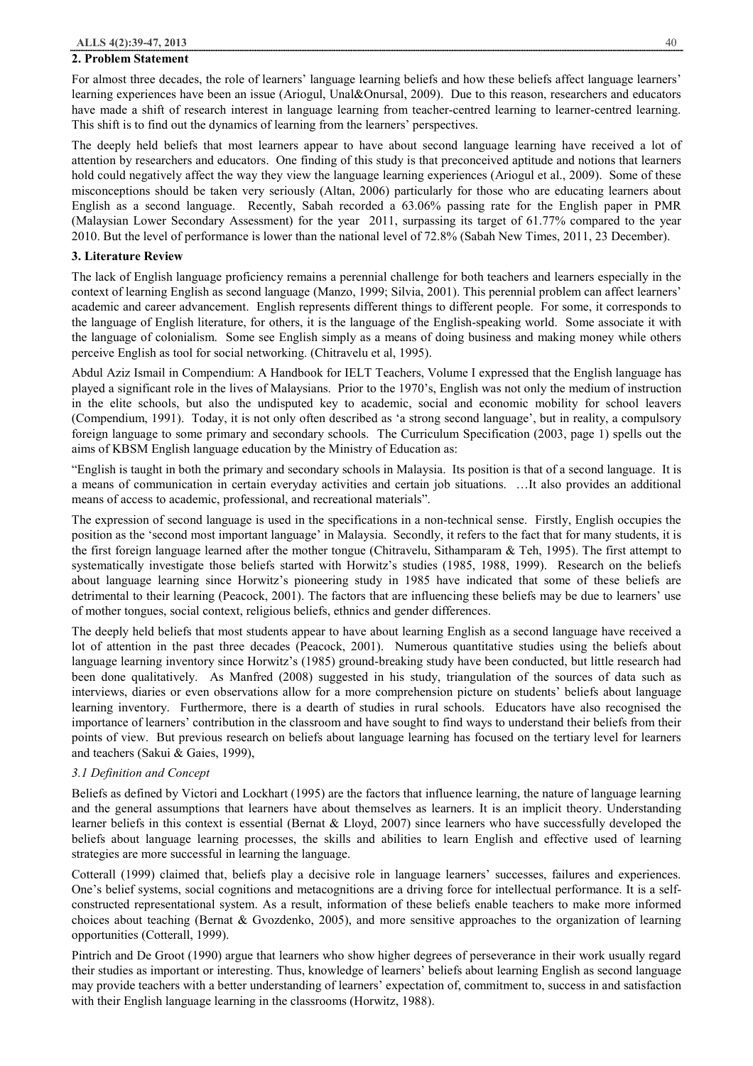## 2. Problem Statement

For almost three decades, the role of learners' language learning beliefs and how these beliefs affect language learners' learning experiences have been an issue (Ariogul, Unal&Onursal, 2009). Due to this reason, researchers and educators have made a shift of research interest in language learning from teacher-centred learning to learner-centred learning. This shift is to find out the dynamics of learning from the learners' perspectives.

The deeply held beliefs that most learners appear to have about second language learning have received a lot of attention by researchers and educators. One finding of this study is that preconceived aptitude and notions that learners hold could negatively affect the way they view the language learning experiences (Ariogul et al., 2009). Some of these misconceptions should be taken very seriously (Altan, 2006) particularly for those who are educating learners about English as a second language. Recently, Sabah recorded a 63.06% passing rate for the English paper in PMR (Malaysian Lower Secondary Assessment) for the year 2011, surpassing its target of 61.77% compared to the year 2010. But the level of performance is lower than the national level of 72.8% (Sabah New Times, 2011, 23 December).

## 3. Literature Review

The lack of English language proficiency remains a perennial challenge for both teachers and learners especially in the context of learning English as second language (Manzo, 1999; Silvia, 2001). This perennial problem can affect learners' academic and career advancement. English represents different things to different people. For some, it corresponds to the language of English literature, for others, it is the language of the English-speaking world. Some associate it with the language of colonialism. Some see English simply as a means of doing business and making money while others perceive English as tool for social networking. (Chitravelu et al, 1995).

Abdul Aziz Ismail in Compendium: A Handbook for IELT Teachers, Volume I expressed that the English language has played a significant role in the lives of Malaysians. Prior to the 1970's, English was not only the medium of instruction in the elite schools, but also the undisputed key to academic, social and economic mobility for school leavers (Compendium, 1991). Today, it is not only often described as 'a strong second language', but in reality, a compulsory foreign language to some primary and secondary schools. The Curriculum Specification (2003, page 1) spells out the aims of KBSM English language education by the Ministry of Education as:

"English is taught in both the primary and secondary schools in Malaysia. Its position is that of a second language. It is a means of communication in certain everyday activities and certain job situations. …It also provides an additional means of access to academic, professional, and recreational materials".

The expression of second language is used in the specifications in a non-technical sense. Firstly, English occupies the position as the 'second most important language' in Malaysia. Secondly, it refers to the fact that for many students, it is the first foreign language learned after the mother tongue (Chitravelu, Sithamparam & Teh, 1995). The first attempt to systematically investigate those beliefs started with Horwitz's studies (1985, 1988, 1999). Research on the beliefs about language learning since Horwitz's pioneering study in 1985 have indicated that some of these beliefs are detrimental to their learning (Peacock, 2001). The factors that are influencing these beliefs may be due to learners' use of mother tongues, social context, religious beliefs, ethnics and gender differences.

The deeply held beliefs that most students appear to have about learning English as a second language have received a lot of attention in the past three decades (Peacock, 2001). Numerous quantitative studies using the beliefs about language learning inventory since Horwitz's (1985) ground-breaking study have been conducted, but little research had been done qualitatively. As Manfred (2008) suggested in his study, triangulation of the sources of data such as interviews, diaries or even observations allow for a more comprehension picture on students' beliefs about language learning inventory. Furthermore, there is a dearth of studies in rural schools. Educators have also recognised the importance of learners' contribution in the classroom and have sought to find ways to understand their beliefs from their points of view. But previous research on beliefs about language learning has focused on the tertiary level for learners and teachers (Sakui & Gaies, 1999),

### *3.1 Definition and Concept*

Beliefs as defined by Victori and Lockhart (1995) are the factors that influence learning, the nature of language learning and the general assumptions that learners have about themselves as learners. It is an implicit theory. Understanding learner beliefs in this context is essential (Bernat & Lloyd, 2007) since learners who have successfully developed the beliefs about language learning processes, the skills and abilities to learn English and effective used of learning strategies are more successful in learning the language.

Cotterall (1999) claimed that, beliefs play a decisive role in language learners' successes, failures and experiences. One's belief systems, social cognitions and metacognitions are a driving force for intellectual performance. It is a self-constructed representational system. As a result, information of these beliefs enable teachers to make more informed choices about teaching (Bernat & Gvozdenko, 2005), and more sensitive approaches to the organization of learning opportunities (Cotterall, 1999).

Pintrich and De Groot (1990) argue that learners who show higher degrees of perseverance in their work usually regard their studies as important or interesting. Thus, knowledge of learners' beliefs about learning English as second language may provide teachers with a better understanding of learners' expectation of, commitment to, success in and satisfaction with their English language learning in the classrooms (Horwitz, 1988).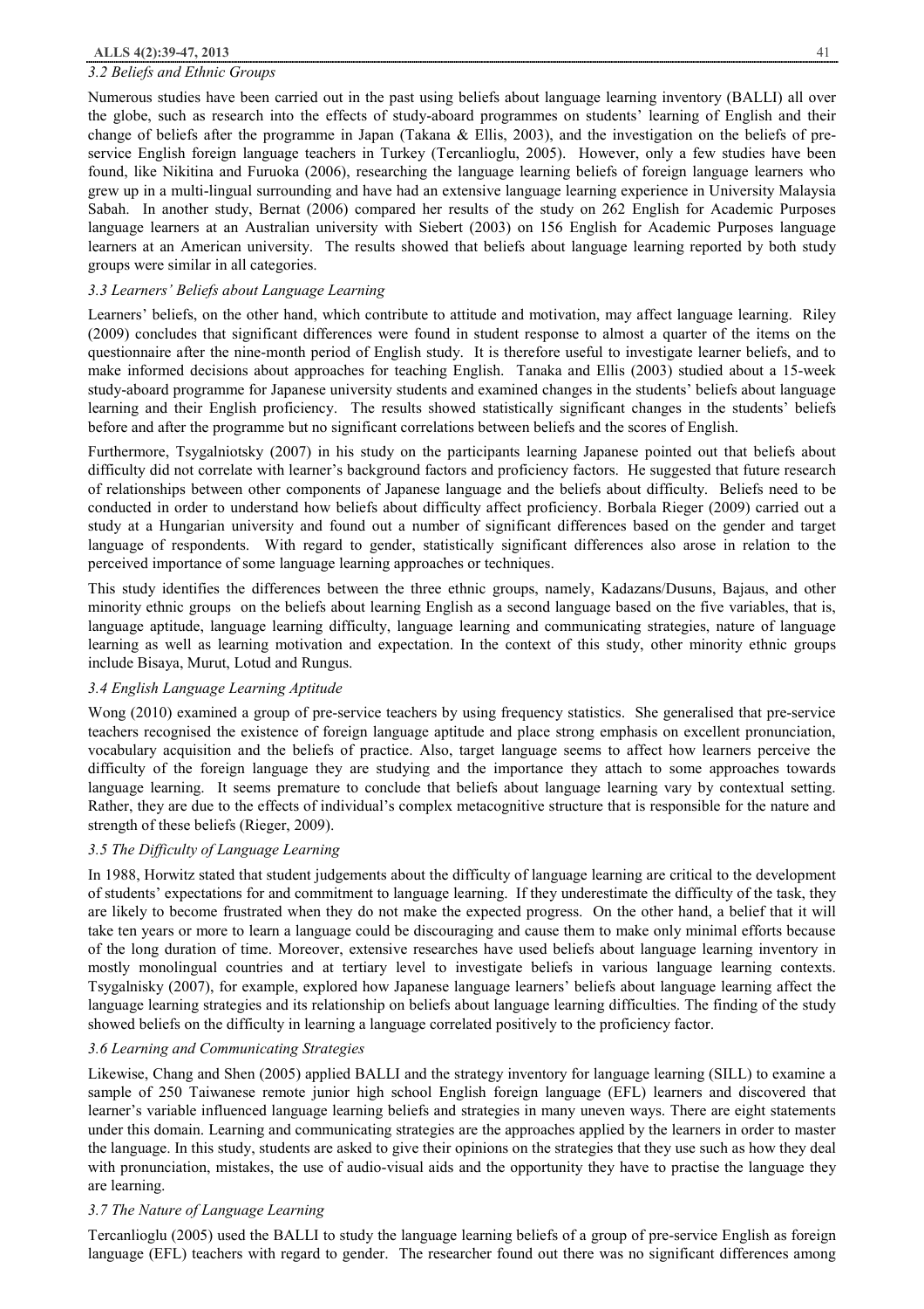### *3.2 Beliefs and Ethnic Groups*

Numerous studies have been carried out in the past using beliefs about language learning inventory (BALLI) all over the globe, such as research into the effects of study-aboard programmes on students' learning of English and their change of beliefs after the programme in Japan (Takana & Ellis, 2003), and the investigation on the beliefs of pre-service English foreign language teachers in Turkey (Tercanlioglu, 2005). However, only a few studies have been found, like Nikitina and Furuoka (2006), researching the language learning beliefs of foreign language learners who grew up in a multi-lingual surrounding and have had an extensive language learning experience in University Malaysia Sabah. In another study, Bernat (2006) compared her results of the study on 262 English for Academic Purposes language learners at an Australian university with Siebert (2003) on 156 English for Academic Purposes language learners at an American university. The results showed that beliefs about language learning reported by both study groups were similar in all categories.

### *3.3 Learners' Beliefs about Language Learning*

Learners' beliefs, on the other hand, which contribute to attitude and motivation, may affect language learning. Riley (2009) concludes that significant differences were found in student response to almost a quarter of the items on the questionnaire after the nine-month period of English study. It is therefore useful to investigate learner beliefs, and to make informed decisions about approaches for teaching English. Tanaka and Ellis (2003) studied about a 15-week study-aboard programme for Japanese university students and examined changes in the students' beliefs about language learning and their English proficiency. The results showed statistically significant changes in the students' beliefs before and after the programme but no significant correlations between beliefs and the scores of English.

Furthermore, Tsygalniotsky (2007) in his study on the participants learning Japanese pointed out that beliefs about difficulty did not correlate with learner's background factors and proficiency factors. He suggested that future research of relationships between other components of Japanese language and the beliefs about difficulty. Beliefs need to be conducted in order to understand how beliefs about difficulty affect proficiency. Borbala Rieger (2009) carried out a study at a Hungarian university and found out a number of significant differences based on the gender and target language of respondents. With regard to gender, statistically significant differences also arose in relation to the perceived importance of some language learning approaches or techniques.

This study identifies the differences between the three ethnic groups, namely, Kadazans/Dusuns, Bajaus, and other minority ethnic groups on the beliefs about learning English as a second language based on the five variables, that is, language aptitude, language learning difficulty, language learning and communicating strategies, nature of language learning as well as learning motivation and expectation. In the context of this study, other minority ethnic groups include Bisaya, Murut, Lotud and Rungus.

### *3.4 English Language Learning Aptitude*

Wong (2010) examined a group of pre-service teachers by using frequency statistics. She generalised that pre-service teachers recognised the existence of foreign language aptitude and place strong emphasis on excellent pronunciation, vocabulary acquisition and the beliefs of practice. Also, target language seems to affect how learners perceive the difficulty of the foreign language they are studying and the importance they attach to some approaches towards language learning. It seems premature to conclude that beliefs about language learning vary by contextual setting. Rather, they are due to the effects of individual's complex metacognitive structure that is responsible for the nature and strength of these beliefs (Rieger, 2009).

### *3.5 The Difficulty of Language Learning*

In 1988, Horwitz stated that student judgements about the difficulty of language learning are critical to the development of students' expectations for and commitment to language learning. If they underestimate the difficulty of the task, they are likely to become frustrated when they do not make the expected progress. On the other hand, a belief that it will take ten years or more to learn a language could be discouraging and cause them to make only minimal efforts because of the long duration of time. Moreover, extensive researches have used beliefs about language learning inventory in mostly monolingual countries and at tertiary level to investigate beliefs in various language learning contexts. Tsygalnisky (2007), for example, explored how Japanese language learners' beliefs about language learning affect the language learning strategies and its relationship on beliefs about language learning difficulties. The finding of the study showed beliefs on the difficulty in learning a language correlated positively to the proficiency factor.

### *3.6 Learning and Communicating Strategies*

Likewise, Chang and Shen (2005) applied BALLI and the strategy inventory for language learning (SILL) to examine a sample of 250 Taiwanese remote junior high school English foreign language (EFL) learners and discovered that learner's variable influenced language learning beliefs and strategies in many uneven ways. There are eight statements under this domain. Learning and communicating strategies are the approaches applied by the learners in order to master the language. In this study, students are asked to give their opinions on the strategies that they use such as how they deal with pronunciation, mistakes, the use of audio-visual aids and the opportunity they have to practise the language they are learning.

### *3.7 The Nature of Language Learning*

Tercanlioglu (2005) used the BALLI to study the language learning beliefs of a group of pre-service English as foreign language (EFL) teachers with regard to gender. The researcher found out there was no significant differences among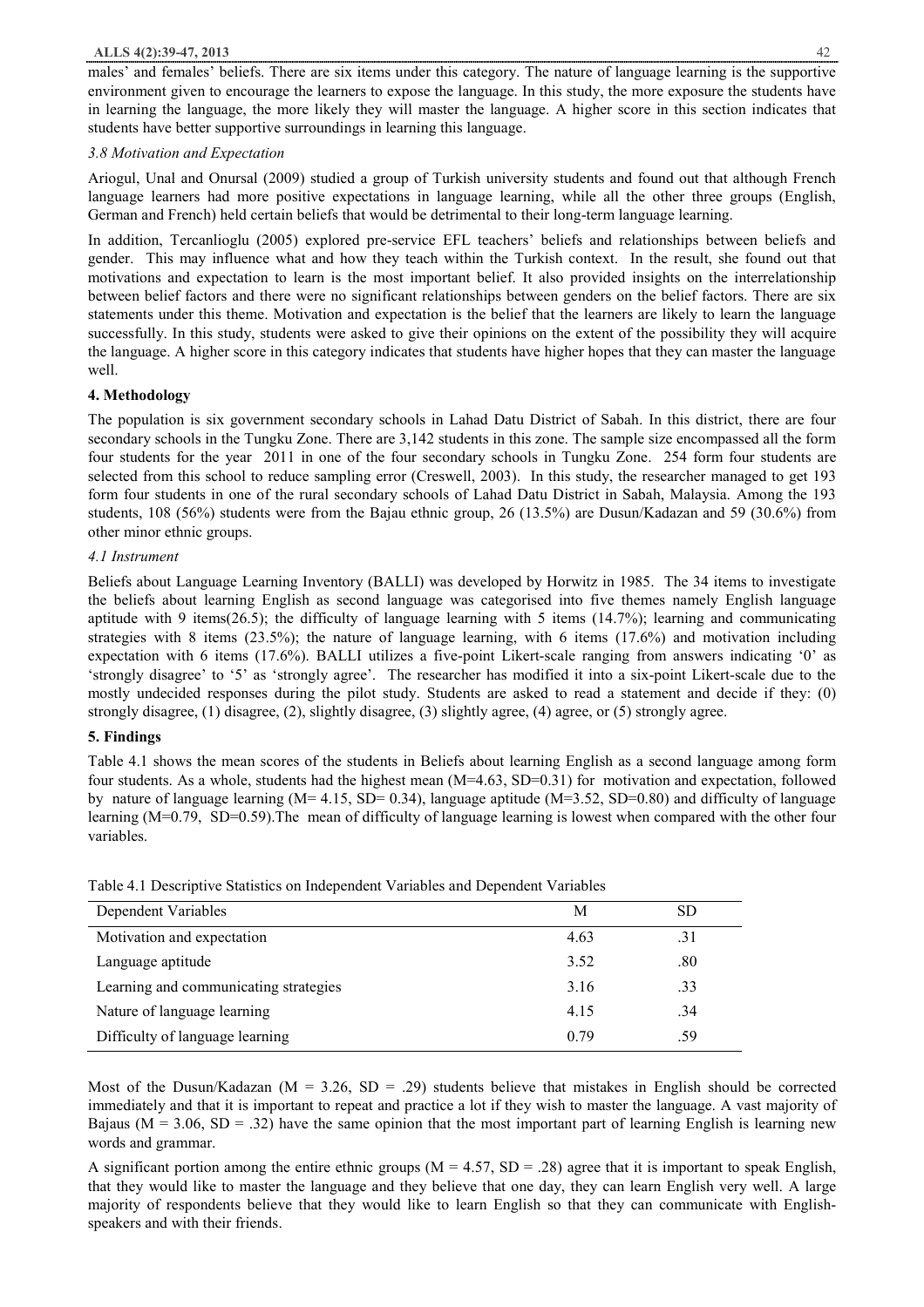males' and females' beliefs. There are six items under this category. The nature of language learning is the supportive environment given to encourage the learners to expose the language. In this study, the more exposure the students have in learning the language, the more likely they will master the language. A higher score in this section indicates that students have better supportive surroundings in learning this language.

### *3.8 Motivation and Expectation*

Ariogul, Unal and Onursal (2009) studied a group of Turkish university students and found out that although French language learners had more positive expectations in language learning, while all the other three groups (English, German and French) held certain beliefs that would be detrimental to their long-term language learning.

In addition, Tercanlioglu (2005) explored pre-service EFL teachers' beliefs and relationships between beliefs and gender. This may influence what and how they teach within the Turkish context. In the result, she found out that motivations and expectation to learn is the most important belief. It also provided insights on the interrelationship between belief factors and there were no significant relationships between genders on the belief factors. There are six statements under this theme. Motivation and expectation is the belief that the learners are likely to learn the language successfully. In this study, students were asked to give their opinions on the extent of the possibility they will acquire the language. A higher score in this category indicates that students have higher hopes that they can master the language well.

## 4. Methodology

The population is six government secondary schools in Lahad Datu District of Sabah. In this district, there are four secondary schools in the Tungku Zone. There are 3,142 students in this zone. The sample size encompassed all the form four students for the year 2011 in one of the four secondary schools in Tungku Zone. 254 form four students are selected from this school to reduce sampling error (Creswell, 2003). In this study, the researcher managed to get 193 form four students in one of the rural secondary schools of Lahad Datu District in Sabah, Malaysia. Among the 193 students, 108 (56%) students were from the Bajau ethnic group, 26 (13.5%) are Dusun/Kadazan and 59 (30.6%) from other minor ethnic groups.

### *4.1 Instrument*

Beliefs about Language Learning Inventory (BALLI) was developed by Horwitz in 1985. The 34 items to investigate the beliefs about learning English as second language was categorised into five themes namely English language aptitude with 9 items(26.5); the difficulty of language learning with 5 items (14.7%); learning and communicating strategies with 8 items (23.5%); the nature of language learning, with 6 items (17.6%) and motivation including expectation with 6 items (17.6%). BALLI utilizes a five-point Likert-scale ranging from answers indicating '0' as 'strongly disagree' to '5' as 'strongly agree'. The researcher has modified it into a six-point Likert-scale due to the mostly undecided responses during the pilot study. Students are asked to read a statement and decide if they: (0) strongly disagree, (1) disagree, (2), slightly disagree, (3) slightly agree, (4) agree, or (5) strongly agree.

## 5. Findings

Table 4.1 shows the mean scores of the students in Beliefs about learning English as a second language among form four students. As a whole, students had the highest mean (M=4.63, SD=0.31) for motivation and expectation, followed by nature of language learning (M= 4.15, SD= 0.34), language aptitude (M=3.52, SD=0.80) and difficulty of language learning (M=0.79, SD=0.59).The mean of difficulty of language learning is lowest when compared with the other four variables.

Table 4.1 Descriptive Statistics on Independent Variables and Dependent Variables

| Dependent Variables | M | SD |
|---|---|---|
| Motivation and expectation | 4.63 | .31 |
| Language aptitude | 3.52 | .80 |
| Learning and communicating strategies | 3.16 | .33 |
| Nature of language learning | 4.15 | .34 |
| Difficulty of language learning | 0.79 | .59 |

Most of the Dusun/Kadazan ($M = 3.26$, $SD = .29$) students believe that mistakes in English should be corrected immediately and that it is important to repeat and practice a lot if they wish to master the language. A vast majority of Bajaus ($M = 3.06$, $SD = .32$) have the same opinion that the most important part of learning English is learning new words and grammar.

A significant portion among the entire ethnic groups ($M = 4.57$, $SD = .28$) agree that it is important to speak English, that they would like to master the language and they believe that one day, they can learn English very well. A large majority of respondents believe that they would like to learn English so that they can communicate with English-speakers and with their friends.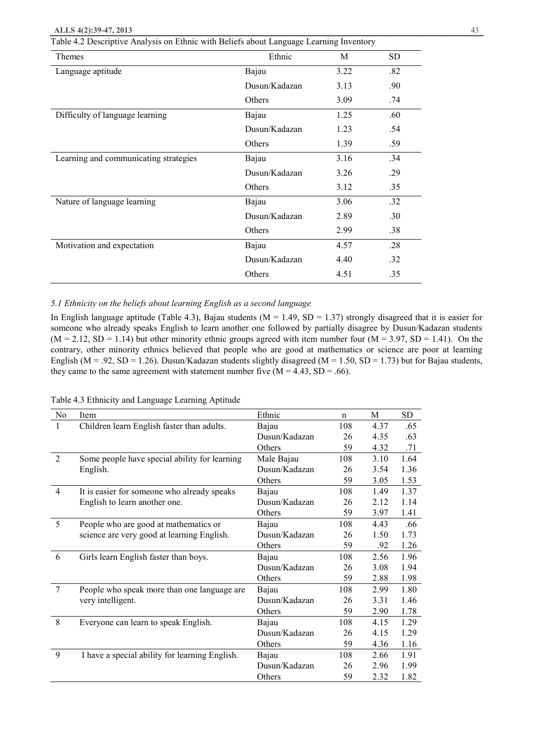Table 4.2 Descriptive Analysis on Ethnic with Beliefs about Language Learning Inventory

| Themes | Ethnic | M | SD |
|---|---|---|---|
| Language aptitude | Bajau | 3.22 | .82 |
| | Dusun/Kadazan | 3.13 | .90 |
| | Others | 3.09 | .74 |
| Difficulty of language learning | Bajau | 1.25 | .60 |
| | Dusun/Kadazan | 1.23 | .54 |
| | Others | 1.39 | .59 |
| Learning and communicating strategies | Bajau | 3.16 | .34 |
| | Dusun/Kadazan | 3.26 | .29 |
| | Others | 3.12 | .35 |
| Nature of language learning | Bajau | 3.06 | .32 |
| | Dusun/Kadazan | 2.89 | .30 |
| | Others | 2.99 | .38 |
| Motivation and expectation | Bajau | 4.57 | .28 |
| | Dusun/Kadazan | 4.40 | .32 |
| | Others | 4.51 | .35 |

### *5.1 Ethnicity on the beliefs about learning English as a second language*

In English language aptitude (Table 4.3), Bajau students ($M = 1.49$, $SD = 1.37$) strongly disagreed that it is easier for someone who already speaks English to learn another one followed by partially disagree by Dusun/Kadazan students ($M = 2.12$, $SD = 1.14$) but other minority ethnic groups agreed with item number four ($M = 3.97$, $SD = 1.41$). On the contrary, other minority ethnics believed that people who are good at mathematics or science are poor at learning English ($M = .92$, $SD = 1.26$). Dusun/Kadazan students slightly disagreed ($M = 1.50$, $SD = 1.73$) but for Bajau students, they came to the same agreement with statement number five ($M = 4.43$, $SD = .66$).

Table 4.3 Ethnicity and Language Learning Aptitude

| No | Item | Ethnic | n | M | SD |
|---|---|---|---|---|---|
| 1 | Children learn English faster than adults. | Bajau | 108 | 4.37 | .65 |
| | | Dusun/Kadazan | 26 | 4.35 | .63 |
| | | Others | 59 | 4.32 | .71 |
| 2 | Some people have special ability for learning English. | Male Bajau | 108 | 3.10 | 1.64 |
| | | Dusun/Kadazan | 26 | 3.54 | 1.36 |
| | | Others | 59 | 3.05 | 1.53 |
| 4 | It is easier for someone who already speaks English to learn another one. | Bajau | 108 | 1.49 | 1.37 |
| | | Dusun/Kadazan | 26 | 2.12 | 1.14 |
| | | Others | 59 | 3.97 | 1.41 |
| 5 | People who are good at mathematics or science are very good at learning English. | Bajau | 108 | 4.43 | .66 |
| | | Dusun/Kadazan | 26 | 1.50 | 1.73 |
| | | Others | 59 | .92 | 1.26 |
| 6 | Girls learn English faster than boys. | Bajau | 108 | 2.56 | 1.96 |
| | | Dusun/Kadazan | 26 | 3.08 | 1.94 |
| | | Others | 59 | 2.88 | 1.98 |
| 7 | People who speak more than one language are very intelligent. | Bajau | 108 | 2.99 | 1.80 |
| | | Dusun/Kadazan | 26 | 3.31 | 1.46 |
| | | Others | 59 | 2.90 | 1.78 |
| 8 | Everyone can learn to speak English. | Bajau | 108 | 4.15 | 1.29 |
| | | Dusun/Kadazan | 26 | 4.15 | 1.29 |
| | | Others | 59 | 4.36 | 1.16 |
| 9 | I have a special ability for learning English. | Bajau | 108 | 2.66 | 1.91 |
| | | Dusun/Kadazan | 26 | 2.96 | 1.99 |
| | | Others | 59 | 2.32 | 1.82 |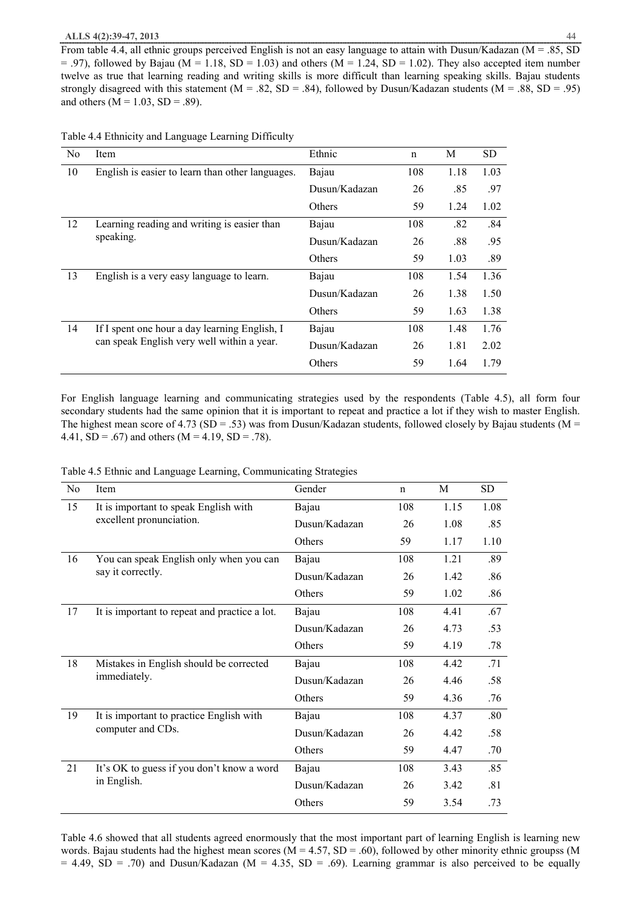From table 4.4, all ethnic groups perceived English is not an easy language to attain with Dusun/Kadazan (M = .85, SD = .97), followed by Bajau (M = 1.18, SD = 1.03) and others (M = 1.24, SD = 1.02). They also accepted item number twelve as true that learning reading and writing skills is more difficult than learning speaking skills. Bajau students strongly disagreed with this statement (M = .82, SD = .84), followed by Dusun/Kadazan students (M = .88, SD = .95) and others (M = 1.03, SD = .89).

Table 4.4 Ethnicity and Language Learning Difficulty

| No | Item | Ethnic | n | M | SD |
|---|---|---|---|---|---|
| 10 | English is easier to learn than other languages. | Bajau | 108 | 1.18 | 1.03 |
| | | Dusun/Kadazan | 26 | .85 | .97 |
| | | Others | 59 | 1.24 | 1.02 |
| 12 | Learning reading and writing is easier than speaking. | Bajau | 108 | .82 | .84 |
| | | Dusun/Kadazan | 26 | .88 | .95 |
| | | Others | 59 | 1.03 | .89 |
| 13 | English is a very easy language to learn. | Bajau | 108 | 1.54 | 1.36 |
| | | Dusun/Kadazan | 26 | 1.38 | 1.50 |
| | | Others | 59 | 1.63 | 1.38 |
| 14 | If I spent one hour a day learning English, I can speak English very well within a year. | Bajau | 108 | 1.48 | 1.76 |
| | | Dusun/Kadazan | 26 | 1.81 | 2.02 |
| | | Others | 59 | 1.64 | 1.79 |

For English language learning and communicating strategies used by the respondents (Table 4.5), all form four secondary students had the same opinion that it is important to repeat and practice a lot if they wish to master English. The highest mean score of 4.73 (SD = .53) was from Dusun/Kadazan students, followed closely by Bajau students (M = 4.41, SD = .67) and others (M = 4.19, SD = .78).

Table 4.5 Ethnic and Language Learning, Communicating Strategies

| No | Item | Gender | n | M | SD |
|---|---|---|---|---|---|
| 15 | It is important to speak English with excellent pronunciation. | Bajau | 108 | 1.15 | 1.08 |
| | | Dusun/Kadazan | 26 | 1.08 | .85 |
| | | Others | 59 | 1.17 | 1.10 |
| 16 | You can speak English only when you can say it correctly. | Bajau | 108 | 1.21 | .89 |
| | | Dusun/Kadazan | 26 | 1.42 | .86 |
| | | Others | 59 | 1.02 | .86 |
| 17 | It is important to repeat and practice a lot. | Bajau | 108 | 4.41 | .67 |
| | | Dusun/Kadazan | 26 | 4.73 | .53 |
| | | Others | 59 | 4.19 | .78 |
| 18 | Mistakes in English should be corrected immediately. | Bajau | 108 | 4.42 | .71 |
| | | Dusun/Kadazan | 26 | 4.46 | .58 |
| | | Others | 59 | 4.36 | .76 |
| 19 | It is important to practice English with computer and CDs. | Bajau | 108 | 4.37 | .80 |
| | | Dusun/Kadazan | 26 | 4.42 | .58 |
| | | Others | 59 | 4.47 | .70 |
| 21 | It's OK to guess if you don't know a word in English. | Bajau | 108 | 3.43 | .85 |
| | | Dusun/Kadazan | 26 | 3.42 | .81 |
| | | Others | 59 | 3.54 | .73 |

Table 4.6 showed that all students agreed enormously that the most important part of learning English is learning new words. Bajau students had the highest mean scores (M = 4.57, SD = .60), followed by other minority ethnic groupss (M = 4.49, SD = .70) and Dusun/Kadazan (M = 4.35, SD = .69). Learning grammar is also perceived to be equally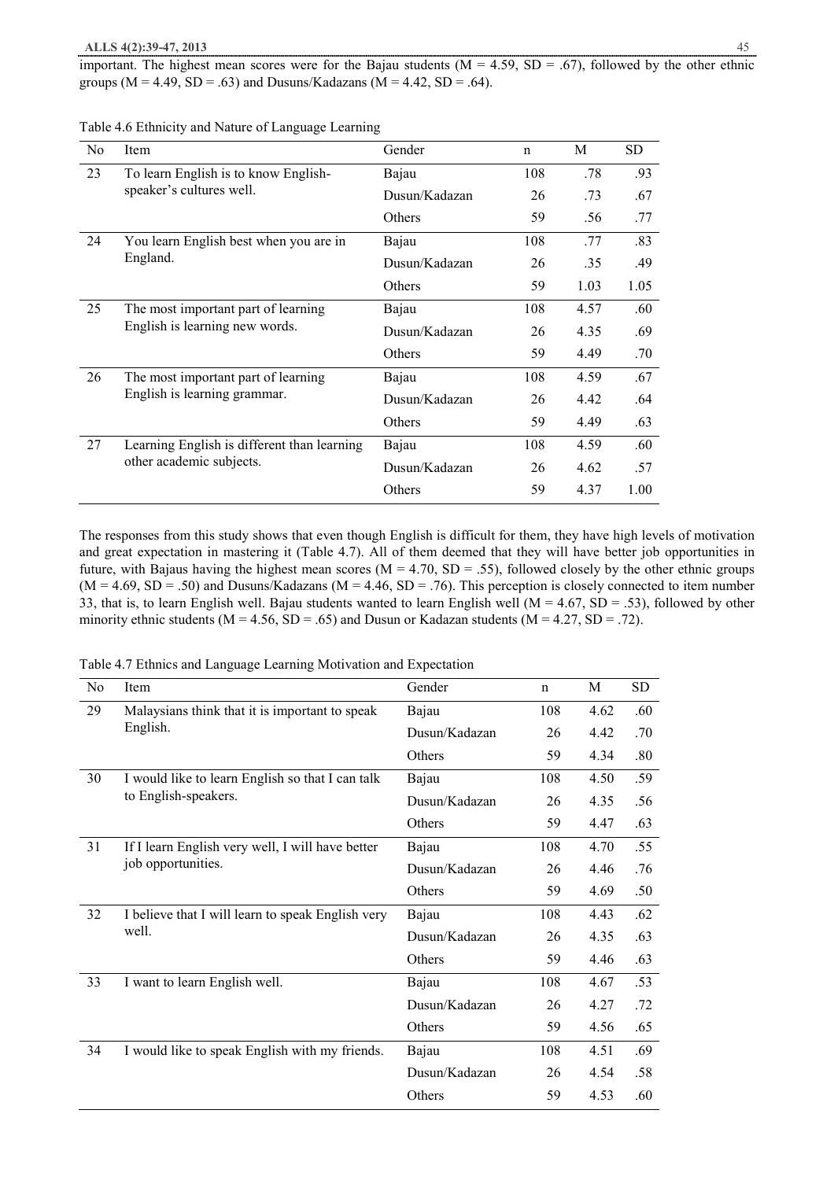important. The highest mean scores were for the Bajau students (M = 4.59, SD = .67), followed by the other ethnic groups (M = 4.49, SD = .63) and Dusuns/Kadazans (M = 4.42, SD = .64).

Table 4.6 Ethnicity and Nature of Language Learning

| No | Item | Gender | n | M | SD |
|---|---|---|---|---|---|
| 23 | To learn English is to know English-speaker's cultures well. | Bajau | 108 | .78 | .93 |
| | | Dusun/Kadazan | 26 | .73 | .67 |
| | | Others | 59 | .56 | .77 |
| 24 | You learn English best when you are in England. | Bajau | 108 | .77 | .83 |
| | | Dusun/Kadazan | 26 | .35 | .49 |
| | | Others | 59 | 1.03 | 1.05 |
| 25 | The most important part of learning English is learning new words. | Bajau | 108 | 4.57 | .60 |
| | | Dusun/Kadazan | 26 | 4.35 | .69 |
| | | Others | 59 | 4.49 | .70 |
| 26 | The most important part of learning English is learning grammar. | Bajau | 108 | 4.59 | .67 |
| | | Dusun/Kadazan | 26 | 4.42 | .64 |
| | | Others | 59 | 4.49 | .63 |
| 27 | Learning English is different than learning other academic subjects. | Bajau | 108 | 4.59 | .60 |
| | | Dusun/Kadazan | 26 | 4.62 | .57 |
| | | Others | 59 | 4.37 | 1.00 |

The responses from this study shows that even though English is difficult for them, they have high levels of motivation and great expectation in mastering it (Table 4.7). All of them deemed that they will have better job opportunities in future, with Bajaus having the highest mean scores (M = 4.70, SD = .55), followed closely by the other ethnic groups (M = 4.69, SD = .50) and Dusuns/Kadazans (M = 4.46, SD = .76). This perception is closely connected to item number 33, that is, to learn English well. Bajau students wanted to learn English well (M = 4.67, SD = .53), followed by other minority ethnic students (M = 4.56, SD = .65) and Dusun or Kadazan students (M = 4.27, SD = .72).

Table 4.7 Ethnics and Language Learning Motivation and Expectation

| No | Item | Gender | n | M | SD |
|---|---|---|---|---|---|
| 29 | Malaysians think that it is important to speak English. | Bajau | 108 | 4.62 | .60 |
| | | Dusun/Kadazan | 26 | 4.42 | .70 |
| | | Others | 59 | 4.34 | .80 |
| 30 | I would like to learn English so that I can talk to English-speakers. | Bajau | 108 | 4.50 | .59 |
| | | Dusun/Kadazan | 26 | 4.35 | .56 |
| | | Others | 59 | 4.47 | .63 |
| 31 | If I learn English very well, I will have better job opportunities. | Bajau | 108 | 4.70 | .55 |
| | | Dusun/Kadazan | 26 | 4.46 | .76 |
| | | Others | 59 | 4.69 | .50 |
| 32 | I believe that I will learn to speak English very well. | Bajau | 108 | 4.43 | .62 |
| | | Dusun/Kadazan | 26 | 4.35 | .63 |
| | | Others | 59 | 4.46 | .63 |
| 33 | I want to learn English well. | Bajau | 108 | 4.67 | .53 |
| | | Dusun/Kadazan | 26 | 4.27 | .72 |
| | | Others | 59 | 4.56 | .65 |
| 34 | I would like to speak English with my friends. | Bajau | 108 | 4.51 | .69 |
| | | Dusun/Kadazan | 26 | 4.54 | .58 |
| | | Others | 59 | 4.53 | .60 |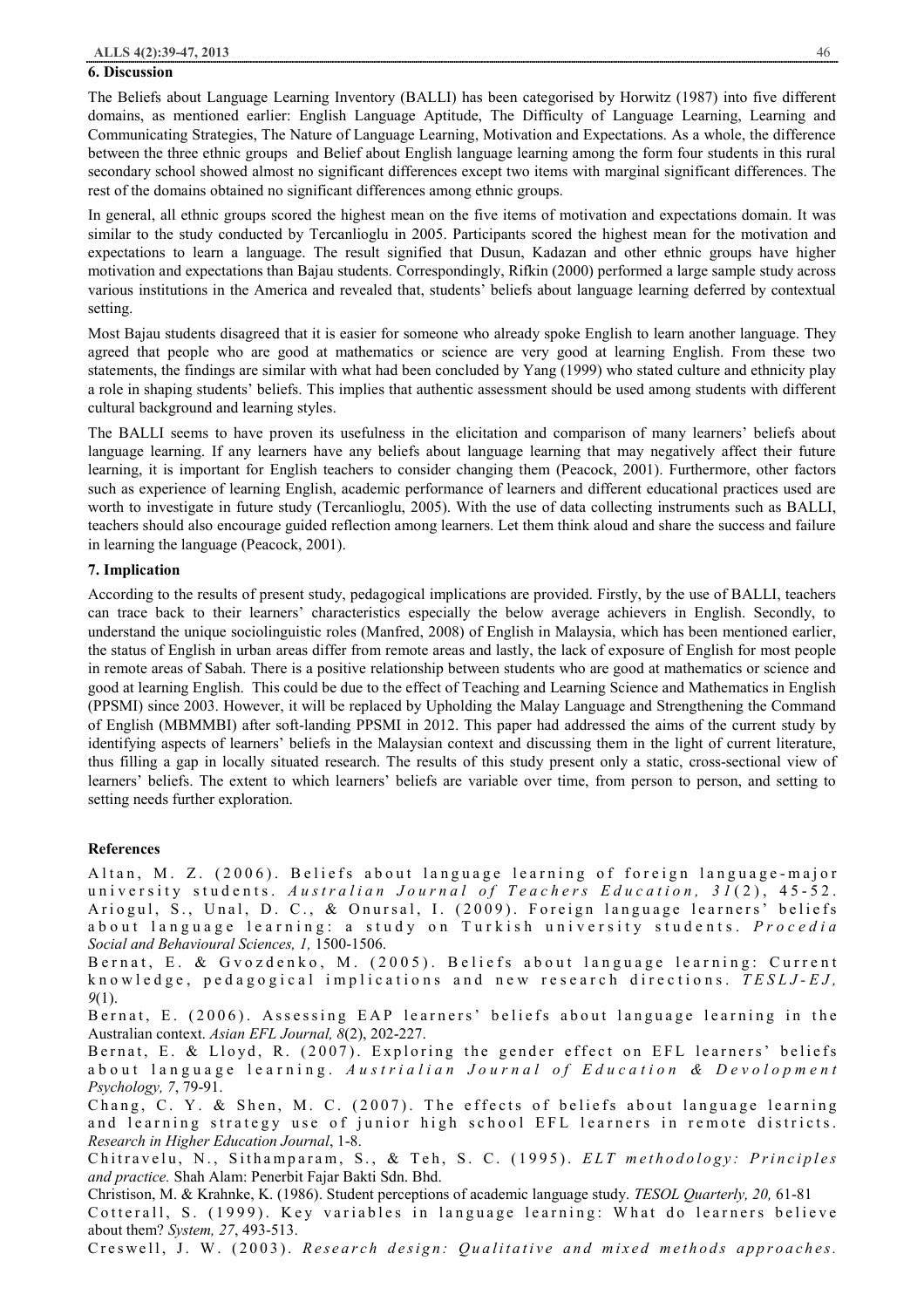## 6. Discussion

The Beliefs about Language Learning Inventory (BALLI) has been categorised by Horwitz (1987) into five different domains, as mentioned earlier: English Language Aptitude, The Difficulty of Language Learning, Learning and Communicating Strategies, The Nature of Language Learning, Motivation and Expectations. As a whole, the difference between the three ethnic groups and Belief about English language learning among the form four students in this rural secondary school showed almost no significant differences except two items with marginal significant differences. The rest of the domains obtained no significant differences among ethnic groups.

In general, all ethnic groups scored the highest mean on the five items of motivation and expectations domain. It was similar to the study conducted by Tercanlioglu in 2005. Participants scored the highest mean for the motivation and expectations to learn a language. The result signified that Dusun, Kadazan and other ethnic groups have higher motivation and expectations than Bajau students. Correspondingly, Rifkin (2000) performed a large sample study across various institutions in the America and revealed that, students' beliefs about language learning deferred by contextual setting.

Most Bajau students disagreed that it is easier for someone who already spoke English to learn another language. They agreed that people who are good at mathematics or science are very good at learning English. From these two statements, the findings are similar with what had been concluded by Yang (1999) who stated culture and ethnicity play a role in shaping students' beliefs. This implies that authentic assessment should be used among students with different cultural background and learning styles.

The BALLI seems to have proven its usefulness in the elicitation and comparison of many learners' beliefs about language learning. If any learners have any beliefs about language learning that may negatively affect their future learning, it is important for English teachers to consider changing them (Peacock, 2001). Furthermore, other factors such as experience of learning English, academic performance of learners and different educational practices used are worth to investigate in future study (Tercanlioglu, 2005). With the use of data collecting instruments such as BALLI, teachers should also encourage guided reflection among learners. Let them think aloud and share the success and failure in learning the language (Peacock, 2001).

## 7. Implication

According to the results of present study, pedagogical implications are provided. Firstly, by the use of BALLI, teachers can trace back to their learners' characteristics especially the below average achievers in English. Secondly, to understand the unique sociolinguistic roles (Manfred, 2008) of English in Malaysia, which has been mentioned earlier, the status of English in urban areas differ from remote areas and lastly, the lack of exposure of English for most people in remote areas of Sabah. There is a positive relationship between students who are good at mathematics or science and good at learning English. This could be due to the effect of Teaching and Learning Science and Mathematics in English (PPSMI) since 2003. However, it will be replaced by Upholding the Malay Language and Strengthening the Command of English (MBMMBI) after soft-landing PPSMI in 2012. This paper had addressed the aims of the current study by identifying aspects of learners' beliefs in the Malaysian context and discussing them in the light of current literature, thus filling a gap in locally situated research. The results of this study present only a static, cross-sectional view of learners' beliefs. The extent to which learners' beliefs are variable over time, from person to person, and setting to setting needs further exploration.

## References

Altan, M. Z. (2006). Beliefs about language learning of foreign language-major university students. *Australian Journal of Teachers Education, 31*(2), 45-52.

Ariogul, S., Unal, D. C., & Onursal, I. (2009). Foreign language learners' beliefs about language learning: a study on Turkish university students. *Procedia Social and Behavioural Sciences, 1,* 1500-1506.

Bernat, E. & Gvozdenko, M. (2005). Beliefs about language learning: Current knowledge, pedagogical implications and new research directions. *TESLJ-EJ, 9*(1).

Bernat, E. (2006). Assessing EAP learners' beliefs about language learning in the Australian context. *Asian EFL Journal, 8*(2), 202-227.

Bernat, E. & Lloyd, R. (2007). Exploring the gender effect on EFL learners' beliefs about language learning. *Austrialian Journal of Education & Devolopment Psychology, 7*, 79-91.

Chang, C. Y. & Shen, M. C. (2007). The effects of beliefs about language learning and learning strategy use of junior high school EFL learners in remote districts. *Research in Higher Education Journal*, 1-8.

Chitravelu, N., Sithamparam, S., & Teh, S. C. (1995). *ELT methodology: Principles and practice.* Shah Alam: Penerbit Fajar Bakti Sdn. Bhd.

Christison, M. & Krahnke, K. (1986). Student perceptions of academic language study. *TESOL Quarterly, 20,* 61-81

Cotterall, S. (1999). Key variables in language learning: What do learners believe about them? *System, 27*, 493-513.

Creswell, J. W. (2003). *Research design: Qualitative and mixed methods approaches.*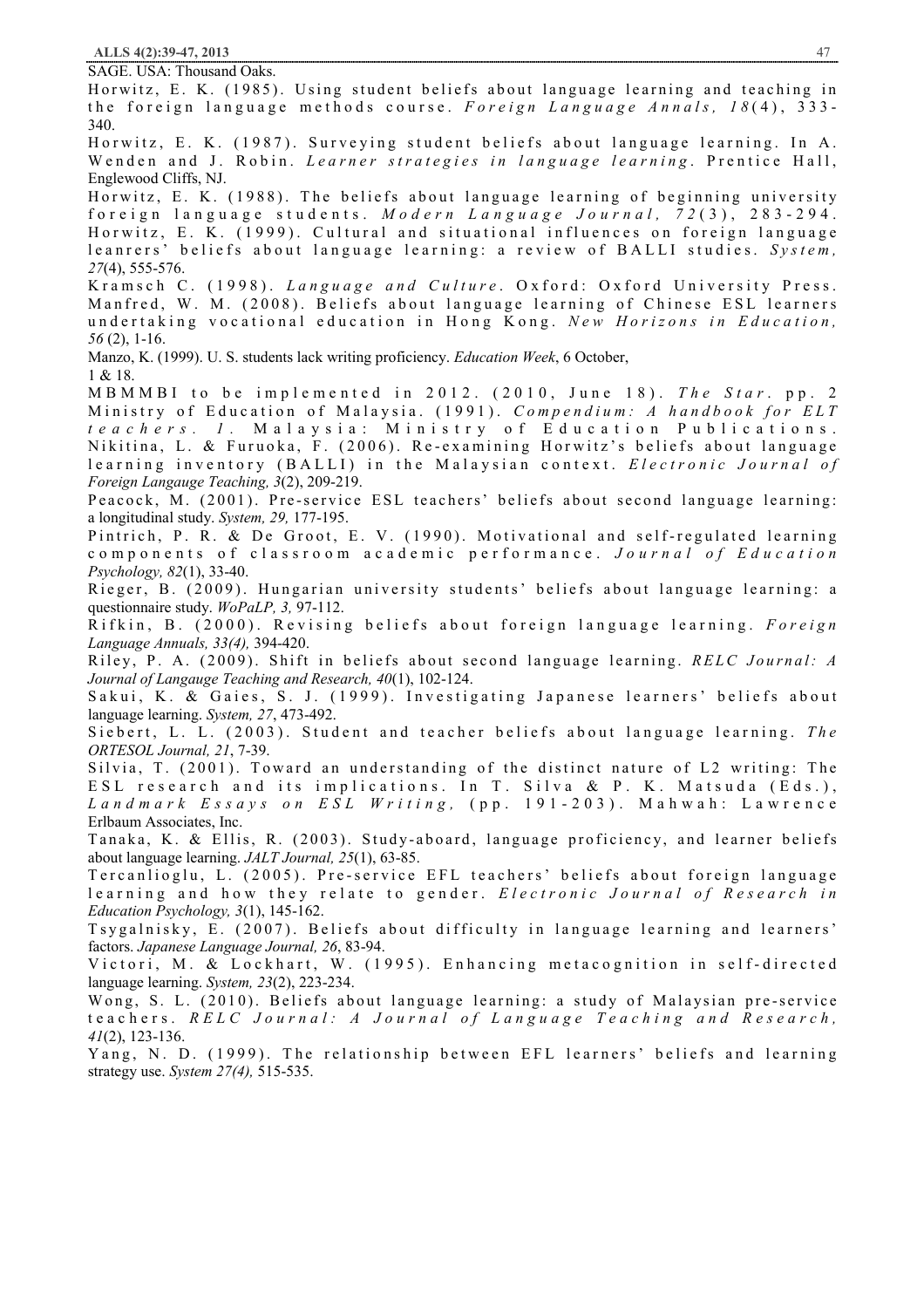SAGE. USA: Thousand Oaks.

Horwitz, E. K. (1985). Using student beliefs about language learning and teaching in the foreign language methods course. *Foreign Language Annals, 18*(4), 333-340.

Horwitz, E. K. (1987). Surveying student beliefs about language learning. In A. Wenden and J. Robin. *Learner strategies in language learning*. Prentice Hall, Englewood Cliffs, NJ.

Horwitz, E. K. (1988). The beliefs about language learning of beginning university foreign language students. *Modern Language Journal, 72*(3), 283-294.

Horwitz, E. K. (1999). Cultural and situational influences on foreign language leanrers' beliefs about language learning: a review of BALLI studies. *System, 27*(4), 555-576.

Kramsch C. (1998). *Language and Culture*. Oxford: Oxford University Press.

Manfred, W. M. (2008). Beliefs about language learning of Chinese ESL learners undertaking vocational education in Hong Kong. *New Horizons in Education, 56* (2), 1-16.

Manzo, K. (1999). U. S. students lack writing proficiency. *Education Week*, 6 October, 1 & 18.

MBMMBI to be implemented in 2012. (2010, June 18). *The Star*. pp. 2

Ministry of Education of Malaysia. (1991). *Compendium: A handbook for ELT teachers. 1*. Malaysia: Ministry of Education Publications.

Nikitina, L. & Furuoka, F. (2006). Re-examining Horwitz's beliefs about language learning inventory (BALLI) in the Malaysian context. *Electronic Journal of Foreign Langauge Teaching, 3*(2), 209-219.

Peacock, M. (2001). Pre-service ESL teachers' beliefs about second language learning: a longitudinal study. *System, 29,* 177-195.

Pintrich, P. R. & De Groot, E. V. (1990). Motivational and self-regulated learning components of classroom academic performance. *Journal of Education Psychology, 82*(1), 33-40.

Rieger, B. (2009). Hungarian university students' beliefs about language learning: a questionnaire study. *WoPaLP, 3,* 97-112.

Rifkin, B. (2000). Revising beliefs about foreign language learning. *Foreign Language Annuals, 33(4),* 394-420.

Riley, P. A. (2009). Shift in beliefs about second language learning. *RELC Journal: A Journal of Langauge Teaching and Research, 40*(1), 102-124.

Sakui, K. & Gaies, S. J. (1999). Investigating Japanese learners' beliefs about language learning. *System, 27*, 473-492.

Siebert, L. L. (2003). Student and teacher beliefs about language learning. *The ORTESOL Journal, 21*, 7-39.

Silvia, T. (2001). Toward an understanding of the distinct nature of L2 writing: The ESL research and its implications. In T. Silva & P. K. Matsuda (Eds.), *Landmark Essays on ESL Writing,* (pp. 191-203). Mahwah: Lawrence Erlbaum Associates, Inc.

Tanaka, K. & Ellis, R. (2003). Study-aboard, language proficiency, and learner beliefs about language learning. *JALT Journal, 25*(1), 63-85.

Tercanlioglu, L. (2005). Pre-service EFL teachers' beliefs about foreign language learning and how they relate to gender. *Electronic Journal of Research in Education Psychology, 3*(1), 145-162.

Tsygalnisky, E. (2007). Beliefs about difficulty in language learning and learners' factors. *Japanese Language Journal, 26*, 83-94.

Victori, M. & Lockhart, W. (1995). Enhancing metacognition in self-directed language learning. *System, 23*(2), 223-234.

Wong, S. L. (2010). Beliefs about language learning: a study of Malaysian pre-service teachers. *RELC Journal: A Journal of Language Teaching and Research, 41*(2), 123-136.

Yang, N. D. (1999). The relationship between EFL learners' beliefs and learning strategy use. *System 27(4),* 515-535.